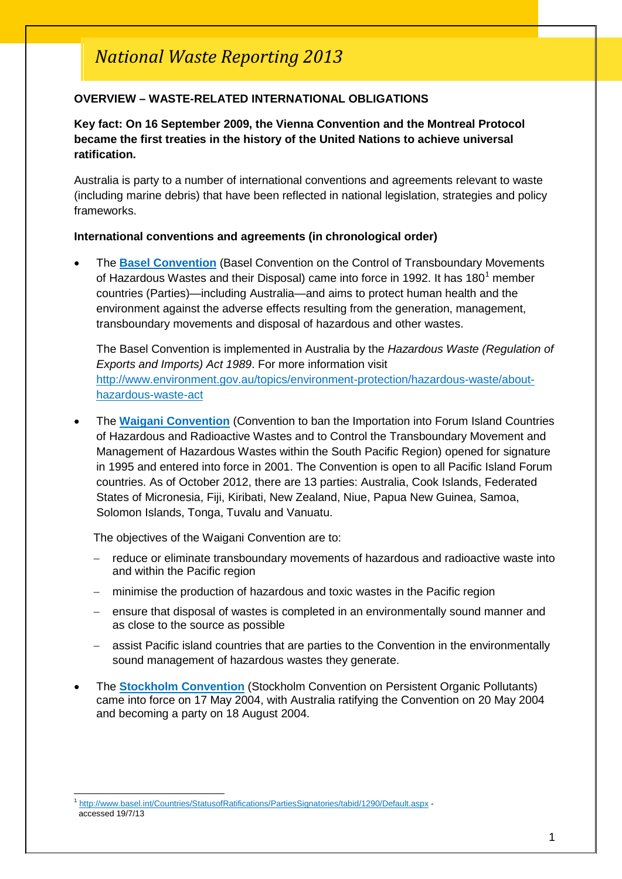# *National Waste Reporting 2013*

## OVERVIEW – WASTE-RELATED INTERNATIONAL OBLIGATIONS

**Key fact: On 16 September 2009, the Vienna Convention and the Montreal Protocol became the first treaties in the history of the United Nations to achieve universal ratification.**

Australia is party to a number of international conventions and agreements relevant to waste (including marine debris) that have been reflected in national legislation, strategies and policy frameworks.

### International conventions and agreements (in chronological order)

- The **Basel Convention** (Basel Convention on the Control of Transboundary Movements of Hazardous Wastes and their Disposal) came into force in 1992. It has 180[1] member countries (Parties)—including Australia—and aims to protect human health and the environment against the adverse effects resulting from the generation, management, transboundary movements and disposal of hazardous and other wastes.

  The Basel Convention is implemented in Australia by the *Hazardous Waste (Regulation of Exports and Imports) Act 1989*. For more information visit http://www.environment.gov.au/topics/environment-protection/hazardous-waste/about-hazardous-waste-act

- The **Waigani Convention** (Convention to ban the Importation into Forum Island Countries of Hazardous and Radioactive Wastes and to Control the Transboundary Movement and Management of Hazardous Wastes within the South Pacific Region) opened for signature in 1995 and entered into force in 2001. The Convention is open to all Pacific Island Forum countries. As of October 2012, there are 13 parties: Australia, Cook Islands, Federated States of Micronesia, Fiji, Kiribati, New Zealand, Niue, Papua New Guinea, Samoa, Solomon Islands, Tonga, Tuvalu and Vanuatu.

  The objectives of the Waigani Convention are to:

  - reduce or eliminate transboundary movements of hazardous and radioactive waste into and within the Pacific region
  - minimise the production of hazardous and toxic wastes in the Pacific region
  - ensure that disposal of wastes is completed in an environmentally sound manner and as close to the source as possible
  - assist Pacific island countries that are parties to the Convention in the environmentally sound management of hazardous wastes they generate.

- The **Stockholm Convention** (Stockholm Convention on Persistent Organic Pollutants) came into force on 17 May 2004, with Australia ratifying the Convention on 20 May 2004 and becoming a party on 18 August 2004.

---

[1] http://www.basel.int/Countries/StatusofRatifications/PartiesSignatories/tabid/1290/Default.aspx - accessed 19/7/13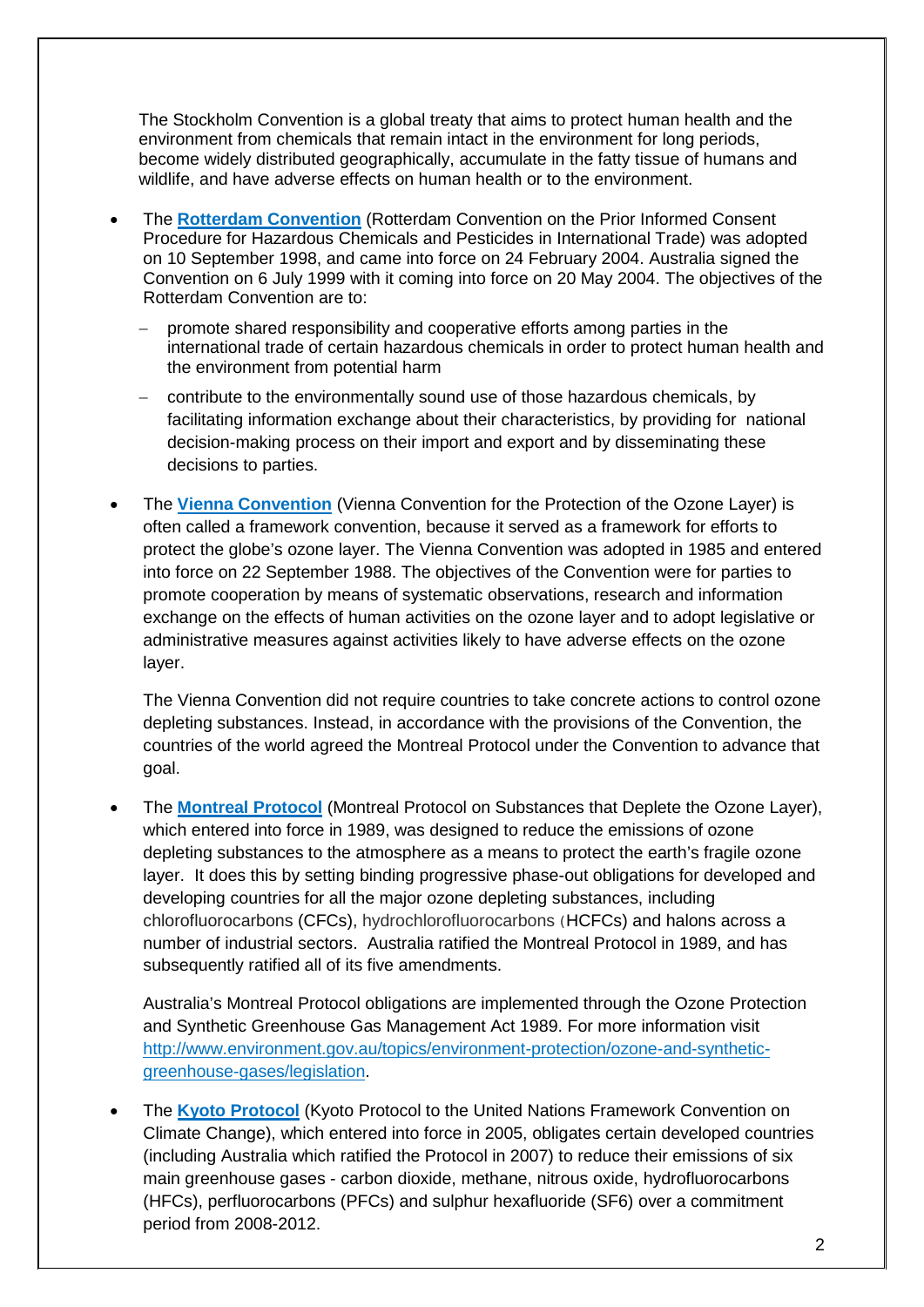The Stockholm Convention is a global treaty that aims to protect human health and the environment from chemicals that remain intact in the environment for long periods, become widely distributed geographically, accumulate in the fatty tissue of humans and wildlife, and have adverse effects on human health or to the environment.

- The **[Rotterdam Convention]** (Rotterdam Convention on the Prior Informed Consent Procedure for Hazardous Chemicals and Pesticides in International Trade) was adopted on 10 September 1998, and came into force on 24 February 2004. Australia signed the Convention on 6 July 1999 with it coming into force on 20 May 2004. The objectives of the Rotterdam Convention are to:
  - promote shared responsibility and cooperative efforts among parties in the international trade of certain hazardous chemicals in order to protect human health and the environment from potential harm
  - contribute to the environmentally sound use of those hazardous chemicals, by facilitating information exchange about their characteristics, by providing for national decision-making process on their import and export and by disseminating these decisions to parties.

- The **[Vienna Convention]** (Vienna Convention for the Protection of the Ozone Layer) is often called a framework convention, because it served as a framework for efforts to protect the globe's ozone layer. The Vienna Convention was adopted in 1985 and entered into force on 22 September 1988. The objectives of the Convention were for parties to promote cooperation by means of systematic observations, research and information exchange on the effects of human activities on the ozone layer and to adopt legislative or administrative measures against activities likely to have adverse effects on the ozone layer.

  The Vienna Convention did not require countries to take concrete actions to control ozone depleting substances. Instead, in accordance with the provisions of the Convention, the countries of the world agreed the Montreal Protocol under the Convention to advance that goal.

- The **[Montreal Protocol]** (Montreal Protocol on Substances that Deplete the Ozone Layer), which entered into force in 1989, was designed to reduce the emissions of ozone depleting substances to the atmosphere as a means to protect the earth's fragile ozone layer. It does this by setting binding progressive phase-out obligations for developed and developing countries for all the major ozone depleting substances, including chlorofluorocarbons (CFCs), hydrochlorofluorocarbons (HCFCs) and halons across a number of industrial sectors. Australia ratified the Montreal Protocol in 1989, and has subsequently ratified all of its five amendments.

  Australia's Montreal Protocol obligations are implemented through the Ozone Protection and Synthetic Greenhouse Gas Management Act 1989. For more information visit http://www.environment.gov.au/topics/environment-protection/ozone-and-synthetic-greenhouse-gases/legislation.

- The **[Kyoto Protocol]** (Kyoto Protocol to the United Nations Framework Convention on Climate Change), which entered into force in 2005, obligates certain developed countries (including Australia which ratified the Protocol in 2007) to reduce their emissions of six main greenhouse gases - carbon dioxide, methane, nitrous oxide, hydrofluorocarbons (HFCs), perfluorocarbons (PFCs) and sulphur hexafluoride ($SF_6$) over a commitment period from 2008-2012.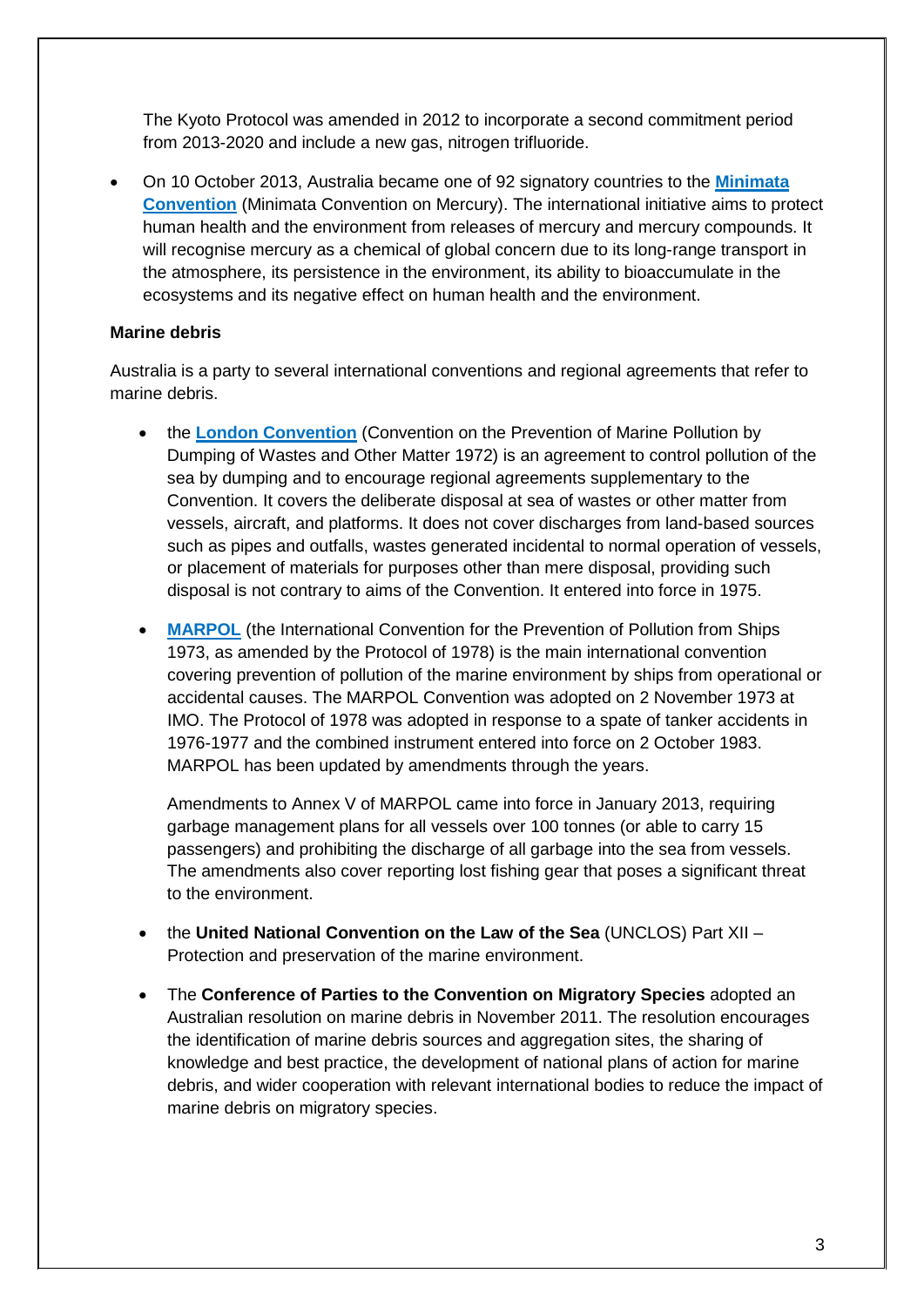The Kyoto Protocol was amended in 2012 to incorporate a second commitment period from 2013-2020 and include a new gas, nitrogen trifluoride.

- On 10 October 2013, Australia became one of 92 signatory countries to the **Minimata Convention** (Minimata Convention on Mercury). The international initiative aims to protect human health and the environment from releases of mercury and mercury compounds. It will recognise mercury as a chemical of global concern due to its long-range transport in the atmosphere, its persistence in the environment, its ability to bioaccumulate in the ecosystems and its negative effect on human health and the environment.

**Marine debris**

Australia is a party to several international conventions and regional agreements that refer to marine debris.

- the **London Convention** (Convention on the Prevention of Marine Pollution by Dumping of Wastes and Other Matter 1972) is an agreement to control pollution of the sea by dumping and to encourage regional agreements supplementary to the Convention. It covers the deliberate disposal at sea of wastes or other matter from vessels, aircraft, and platforms. It does not cover discharges from land-based sources such as pipes and outfalls, wastes generated incidental to normal operation of vessels, or placement of materials for purposes other than mere disposal, providing such disposal is not contrary to aims of the Convention. It entered into force in 1975.

- **MARPOL** (the International Convention for the Prevention of Pollution from Ships 1973, as amended by the Protocol of 1978) is the main international convention covering prevention of pollution of the marine environment by ships from operational or accidental causes. The MARPOL Convention was adopted on 2 November 1973 at IMO. The Protocol of 1978 was adopted in response to a spate of tanker accidents in 1976-1977 and the combined instrument entered into force on 2 October 1983. MARPOL has been updated by amendments through the years.

  Amendments to Annex V of MARPOL came into force in January 2013, requiring garbage management plans for all vessels over 100 tonnes (or able to carry 15 passengers) and prohibiting the discharge of all garbage into the sea from vessels. The amendments also cover reporting lost fishing gear that poses a significant threat to the environment.

- the **United National Convention on the Law of the Sea** (UNCLOS) Part XII – Protection and preservation of the marine environment.

- The **Conference of Parties to the Convention on Migratory Species** adopted an Australian resolution on marine debris in November 2011. The resolution encourages the identification of marine debris sources and aggregation sites, the sharing of knowledge and best practice, the development of national plans of action for marine debris, and wider cooperation with relevant international bodies to reduce the impact of marine debris on migratory species.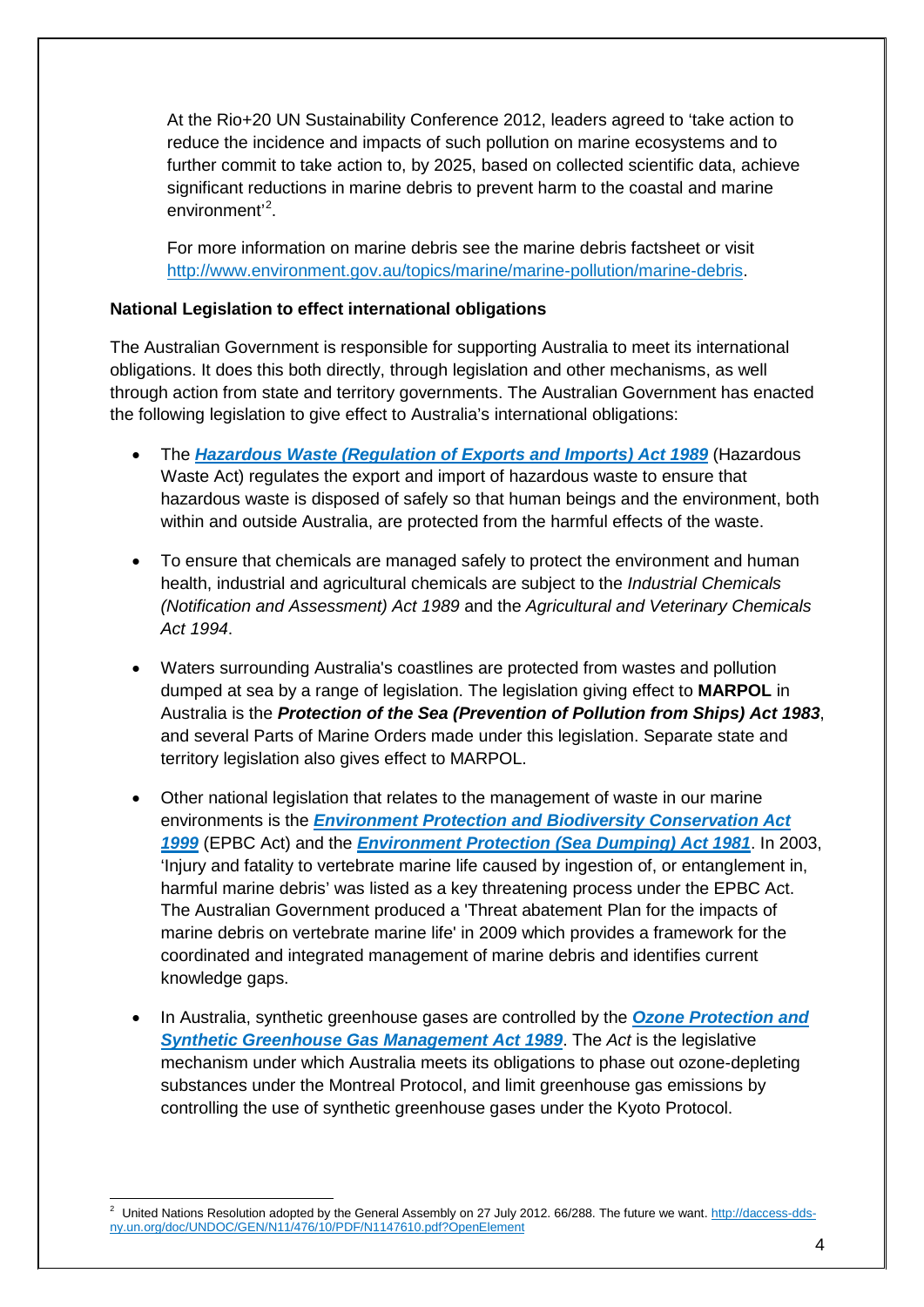At the Rio+20 UN Sustainability Conference 2012, leaders agreed to 'take action to reduce the incidence and impacts of such pollution on marine ecosystems and to further commit to take action to, by 2025, based on collected scientific data, achieve significant reductions in marine debris to prevent harm to the coastal and marine environment'[2].

For more information on marine debris see the marine debris factsheet or visit http://www.environment.gov.au/topics/marine/marine-pollution/marine-debris.

**National Legislation to effect international obligations**

The Australian Government is responsible for supporting Australia to meet its international obligations. It does this both directly, through legislation and other mechanisms, as well through action from state and territory governments. The Australian Government has enacted the following legislation to give effect to Australia's international obligations:

- The ***Hazardous Waste (Regulation of Exports and Imports) Act 1989*** (Hazardous Waste Act) regulates the export and import of hazardous waste to ensure that hazardous waste is disposed of safely so that human beings and the environment, both within and outside Australia, are protected from the harmful effects of the waste.

- To ensure that chemicals are managed safely to protect the environment and human health, industrial and agricultural chemicals are subject to the *Industrial Chemicals (Notification and Assessment) Act 1989* and the *Agricultural and Veterinary Chemicals Act 1994*.

- Waters surrounding Australia's coastlines are protected from wastes and pollution dumped at sea by a range of legislation. The legislation giving effect to **MARPOL** in Australia is the ***Protection of the Sea (Prevention of Pollution from Ships) Act 1983***, and several Parts of Marine Orders made under this legislation. Separate state and territory legislation also gives effect to MARPOL.

- Other national legislation that relates to the management of waste in our marine environments is the ***Environment Protection and Biodiversity Conservation Act 1999*** (EPBC Act) and the ***Environment Protection (Sea Dumping) Act 1981***. In 2003, 'Injury and fatality to vertebrate marine life caused by ingestion of, or entanglement in, harmful marine debris' was listed as a key threatening process under the EPBC Act. The Australian Government produced a 'Threat abatement Plan for the impacts of marine debris on vertebrate marine life' in 2009 which provides a framework for the coordinated and integrated management of marine debris and identifies current knowledge gaps.

- In Australia, synthetic greenhouse gases are controlled by the ***Ozone Protection and Synthetic Greenhouse Gas Management Act 1989***. The *Act* is the legislative mechanism under which Australia meets its obligations to phase out ozone-depleting substances under the Montreal Protocol, and limit greenhouse gas emissions by controlling the use of synthetic greenhouse gases under the Kyoto Protocol.

---

[2] United Nations Resolution adopted by the General Assembly on 27 July 2012. 66/288. The future we want. http://daccess-dds-ny.un.org/doc/UNDOC/GEN/N11/476/10/PDF/N1147610.pdf?OpenElement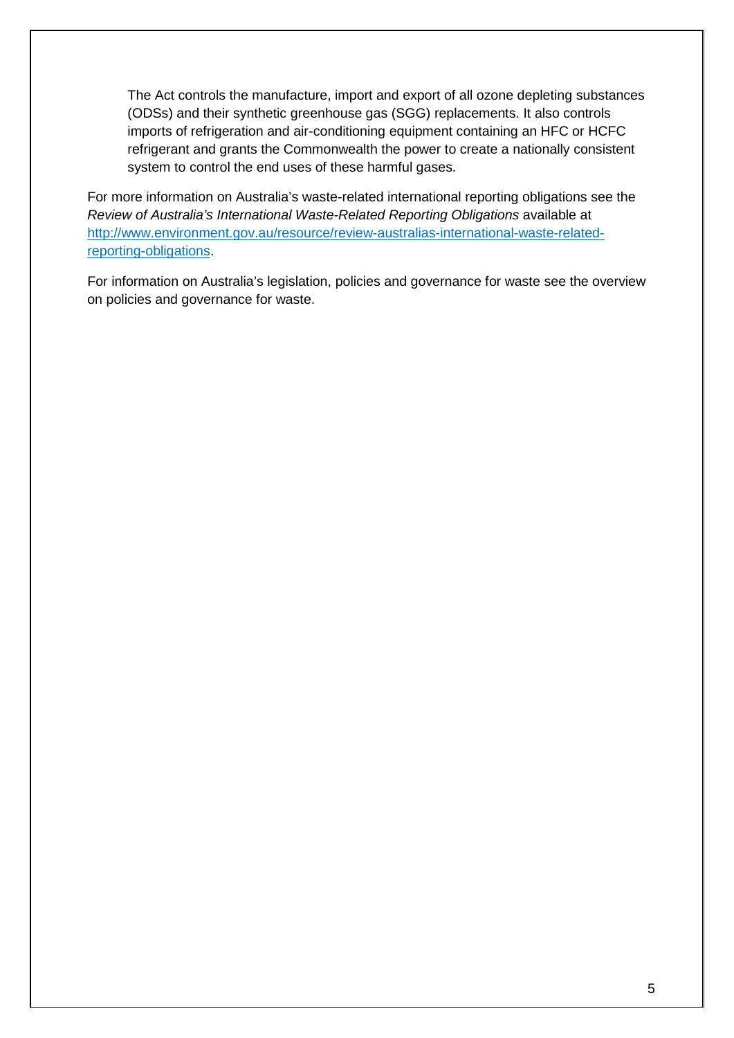> The Act controls the manufacture, import and export of all ozone depleting substances (ODSs) and their synthetic greenhouse gas (SGG) replacements. It also controls imports of refrigeration and air-conditioning equipment containing an HFC or HCFC refrigerant and grants the Commonwealth the power to create a nationally consistent system to control the end uses of these harmful gases.

For more information on Australia's waste-related international reporting obligations see the *Review of Australia's International Waste-Related Reporting Obligations* available at [http://www.environment.gov.au/resource/review-australias-international-waste-related-reporting-obligations](http://www.environment.gov.au/resource/review-australias-international-waste-related-reporting-obligations).

For information on Australia's legislation, policies and governance for waste see the overview on policies and governance for waste.